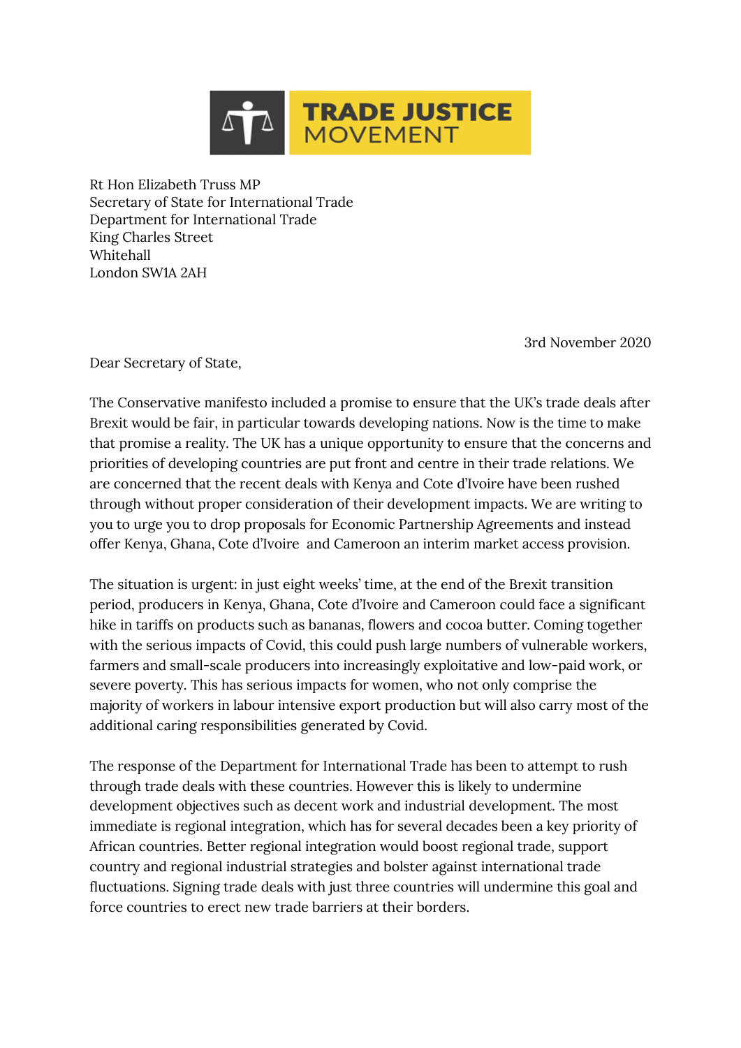TRADE JUSTICE MOVEMENT

Rt Hon Elizabeth Truss MP
Secretary of State for International Trade
Department for International Trade
King Charles Street
Whitehall
London SW1A 2AH

3rd November 2020

Dear Secretary of State,

The Conservative manifesto included a promise to ensure that the UK's trade deals after Brexit would be fair, in particular towards developing nations. Now is the time to make that promise a reality. The UK has a unique opportunity to ensure that the concerns and priorities of developing countries are put front and centre in their trade relations. We are concerned that the recent deals with Kenya and Cote d'Ivoire have been rushed through without proper consideration of their development impacts. We are writing to you to urge you to drop proposals for Economic Partnership Agreements and instead offer Kenya, Ghana, Cote d'Ivoire and Cameroon an interim market access provision.

The situation is urgent: in just eight weeks' time, at the end of the Brexit transition period, producers in Kenya, Ghana, Cote d'Ivoire and Cameroon could face a significant hike in tariffs on products such as bananas, flowers and cocoa butter. Coming together with the serious impacts of Covid, this could push large numbers of vulnerable workers, farmers and small-scale producers into increasingly exploitative and low-paid work, or severe poverty. This has serious impacts for women, who not only comprise the majority of workers in labour intensive export production but will also carry most of the additional caring responsibilities generated by Covid.

The response of the Department for International Trade has been to attempt to rush through trade deals with these countries. However this is likely to undermine development objectives such as decent work and industrial development. The most immediate is regional integration, which has for several decades been a key priority of African countries. Better regional integration would boost regional trade, support country and regional industrial strategies and bolster against international trade fluctuations. Signing trade deals with just three countries will undermine this goal and force countries to erect new trade barriers at their borders.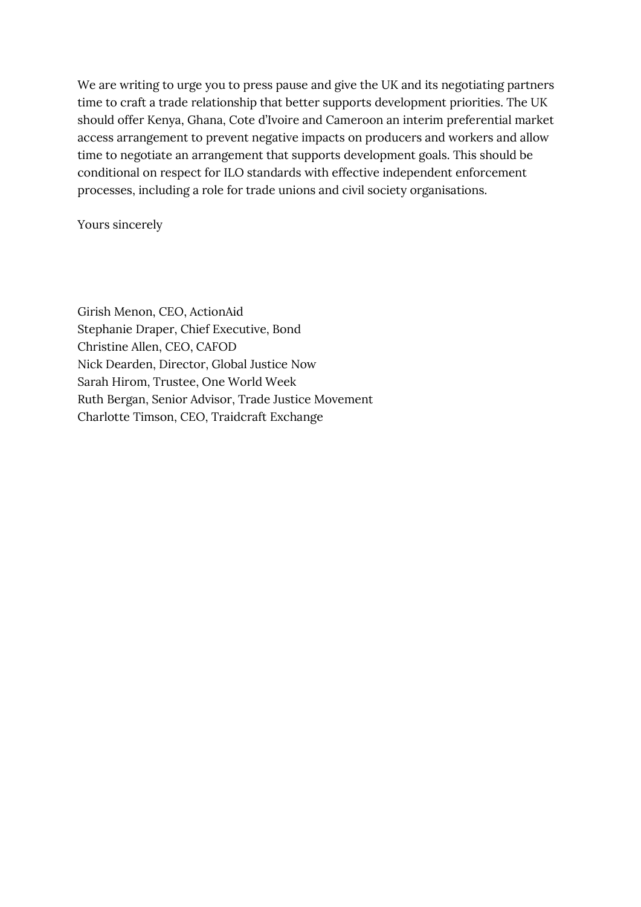We are writing to urge you to press pause and give the UK and its negotiating partners time to craft a trade relationship that better supports development priorities. The UK should offer Kenya, Ghana, Cote d'Ivoire and Cameroon an interim preferential market access arrangement to prevent negative impacts on producers and workers and allow time to negotiate an arrangement that supports development goals. This should be conditional on respect for ILO standards with effective independent enforcement processes, including a role for trade unions and civil society organisations.

Yours sincerely

Girish Menon, CEO, ActionAid
Stephanie Draper, Chief Executive, Bond
Christine Allen, CEO, CAFOD
Nick Dearden, Director, Global Justice Now
Sarah Hirom, Trustee, One World Week
Ruth Bergan, Senior Advisor, Trade Justice Movement
Charlotte Timson, CEO, Traidcraft Exchange